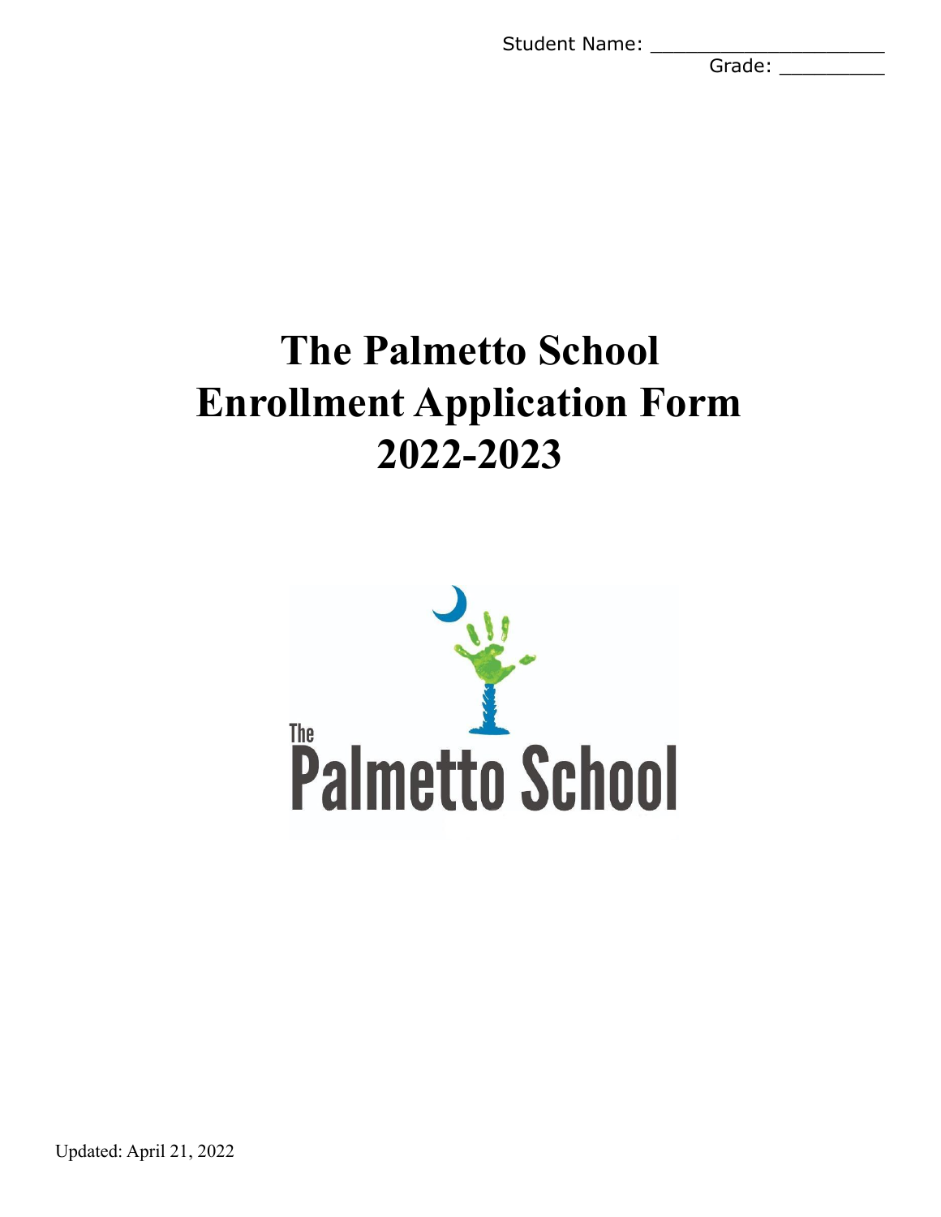Student Name: ____________________

Grade: _________

# The Palmetto School
# Enrollment Application Form
# 2022-2023

The Palmetto School

Updated: April 21, 2022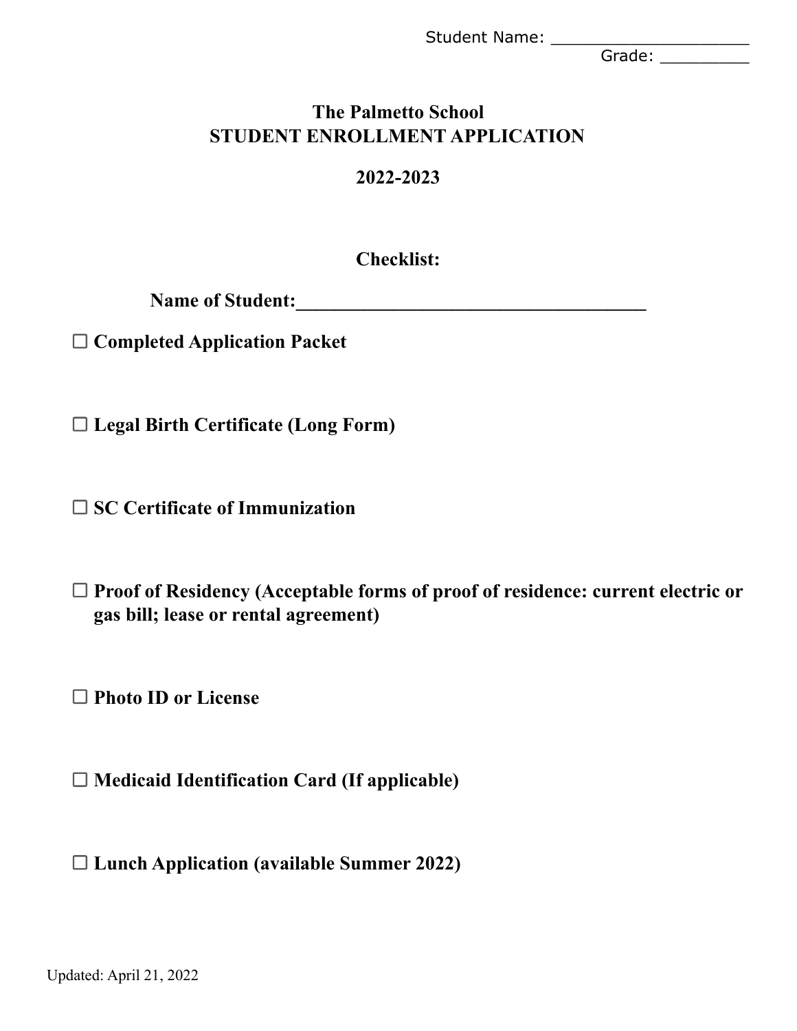Student Name: ____________________

Grade: _________

# The Palmetto School
# STUDENT ENROLLMENT APPLICATION

## 2022-2023

### Checklist:

**Name of Student:___________________________________**

☐ **Completed Application Packet**

☐ **Legal Birth Certificate (Long Form)**

☐ **SC Certificate of Immunization**

☐ **Proof of Residency (Acceptable forms of proof of residence: current electric or gas bill; lease or rental agreement)**

☐ **Photo ID or License**

☐ **Medicaid Identification Card (If applicable)**

☐ **Lunch Application (available Summer 2022)**

Updated: April 21, 2022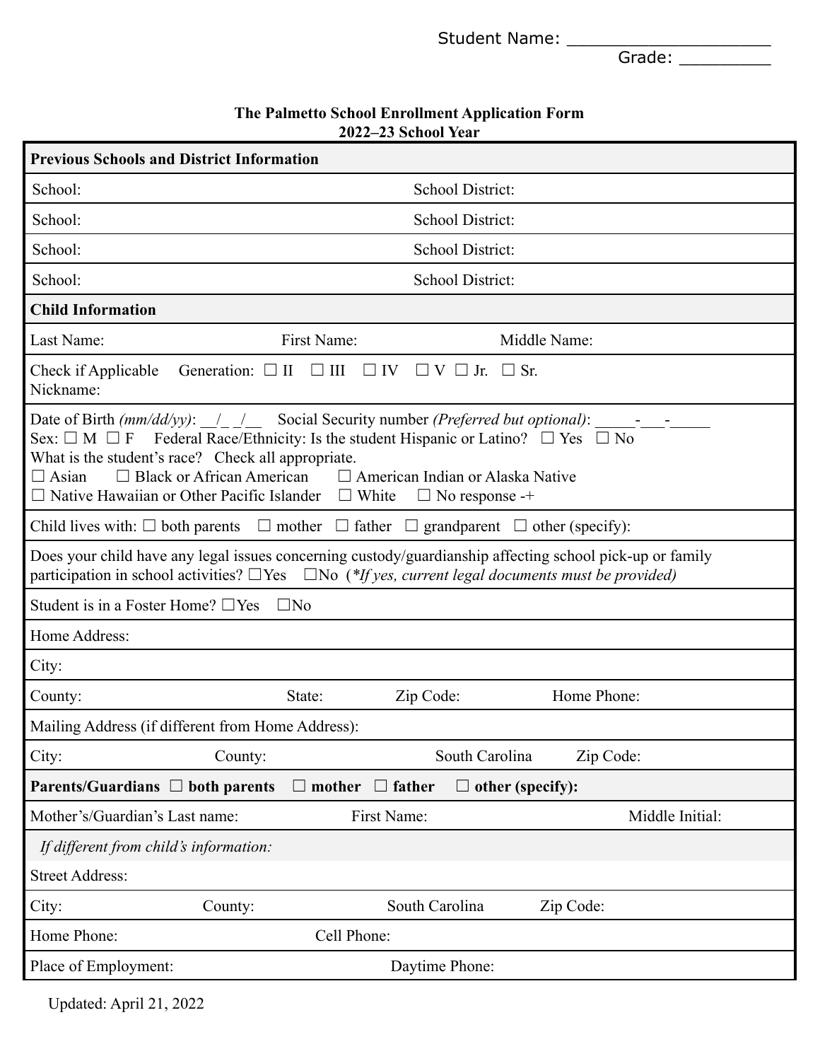Student Name: ____________________

Grade: _________

**The Palmetto School Enrollment Application Form**
**2022–23 School Year**

| **Previous Schools and District Information** | |
|---|---|
| School: | School District: |
| School: | School District: |
| School: | School District: |
| School: | School District: |

**Child Information**

Last Name: First Name: Middle Name:

Check if Applicable Generation: ☐ II ☐ III ☐ IV ☐ V ☐ Jr. ☐ Sr.
Nickname:

Date of Birth *(mm/dd/yy)*: __/_ _/__ Social Security number *(Preferred but optional)*: _____-___-_____
Sex: ☐ M ☐ F Federal Race/Ethnicity: Is the student Hispanic or Latino? ☐ Yes ☐ No
What is the student's race? Check all appropriate.
☐ Asian ☐ Black or African American ☐ American Indian or Alaska Native
☐ Native Hawaiian or Other Pacific Islander ☐ White ☐ No response -+

Child lives with: ☐ both parents ☐ mother ☐ father ☐ grandparent ☐ other (specify):

Does your child have any legal issues concerning custody/guardianship affecting school pick-up or family participation in school activities? ☐Yes ☐No (*\*If yes, current legal documents must be provided)*

Student is in a Foster Home? ☐Yes ☐No

Home Address:

City:

County: State: Zip Code: Home Phone:

Mailing Address (if different from Home Address):

City: County: South Carolina Zip Code:

**Parents/Guardians ☐ both parents ☐ mother ☐ father ☐ other (specify):**

Mother's/Guardian's Last name: First Name: Middle Initial:

*If different from child's information:*

Street Address:

City: County: South Carolina Zip Code:

Home Phone: Cell Phone:

Place of Employment: Daytime Phone:

Updated: April 21, 2022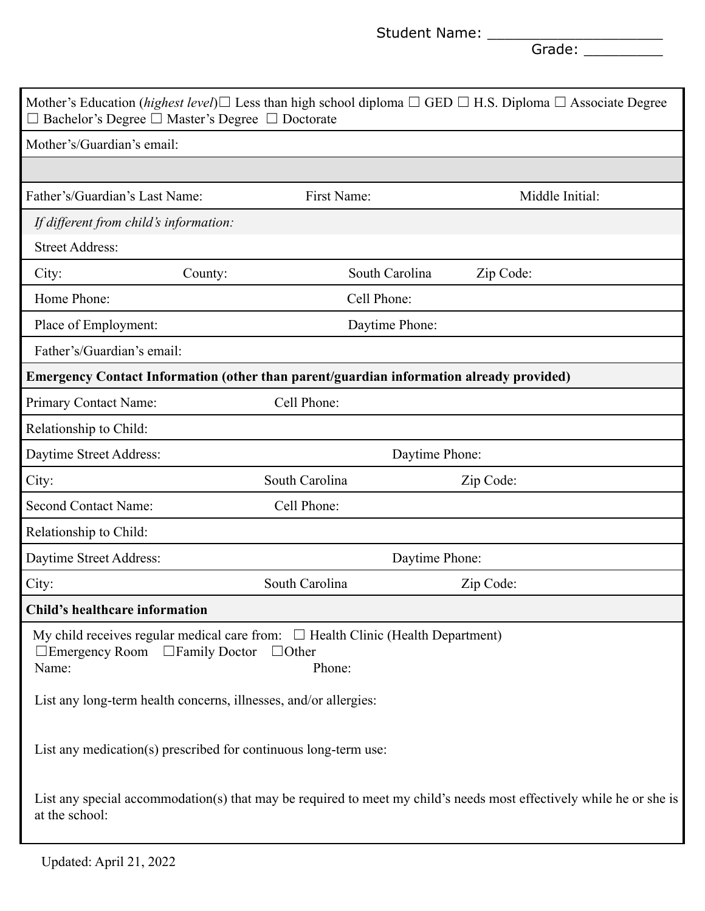Student Name: ____________________

Grade: _________

Mother's Education (*highest level*) ☐ Less than high school diploma ☐ GED ☐ H.S. Diploma ☐ Associate Degree ☐ Bachelor's Degree ☐ Master's Degree ☐ Doctorate

Mother's/Guardian's email:

---

Father's/Guardian's Last Name: First Name: Middle Initial:

*If different from child's information:*

Street Address:

City: County: South Carolina Zip Code:

Home Phone: Cell Phone:

Place of Employment: Daytime Phone:

Father's/Guardian's email:

**Emergency Contact Information (other than parent/guardian information already provided)**

Primary Contact Name: Cell Phone:

Relationship to Child:

Daytime Street Address: Daytime Phone:

City: South Carolina Zip Code:

Second Contact Name: Cell Phone:

Relationship to Child:

Daytime Street Address: Daytime Phone:

City: South Carolina Zip Code:

**Child's healthcare information**

My child receives regular medical care from: ☐ Health Clinic (Health Department) ☐ Emergency Room ☐ Family Doctor ☐ Other

Name: Phone:

List any long-term health concerns, illnesses, and/or allergies:

List any medication(s) prescribed for continuous long-term use:

List any special accommodation(s) that may be required to meet my child's needs most effectively while he or she is at the school:

Updated: April 21, 2022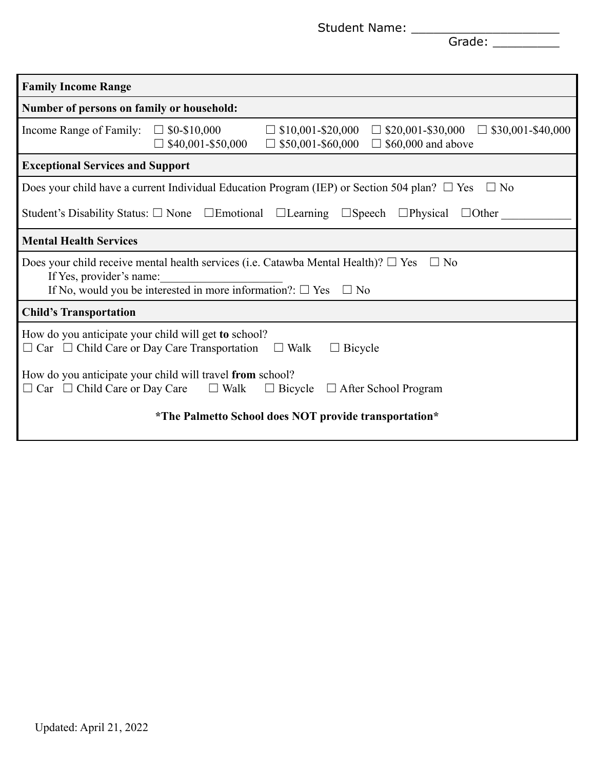Student Name: ____________________

Grade: _________

**Family Income Range**

**Number of persons on family or household:**

Income Range of Family: ☐ \$0-\$10,000 ☐ \$10,001-\$20,000 ☐ \$20,001-\$30,000 ☐ \$30,001-\$40,000 ☐ \$40,001-\$50,000 ☐ \$50,001-\$60,000 ☐ \$60,000 and above

**Exceptional Services and Support**

Does your child have a current Individual Education Program (IEP) or Section 504 plan? ☐ Yes ☐ No

Student's Disability Status: ☐ None ☐Emotional ☐Learning ☐Speech ☐Physical ☐Other ___________

**Mental Health Services**

Does your child receive mental health services (i.e. Catawba Mental Health)? ☐ Yes ☐ No

If Yes, provider's name:____________________

If No, would you be interested in more information?: ☐ Yes ☐ No

**Child's Transportation**

How do you anticipate your child will get **to** school?

☐ Car ☐ Child Care or Day Care Transportation ☐ Walk ☐ Bicycle

How do you anticipate your child will travel **from** school?

☐ Car ☐ Child Care or Day Care ☐ Walk ☐ Bicycle ☐ After School Program

**\*The Palmetto School does NOT provide transportation\***

Updated: April 21, 2022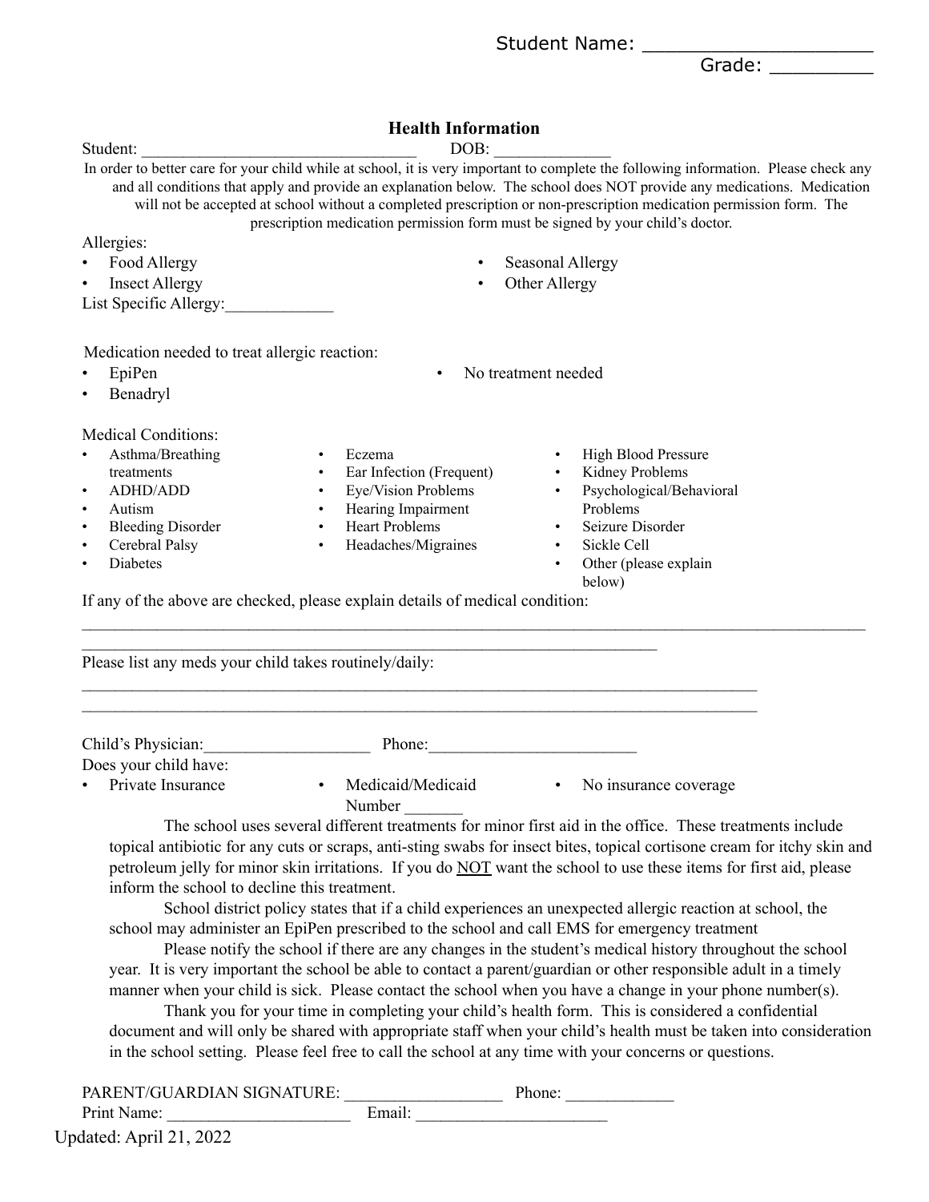Student Name: ____________________

Grade: _________

## Health Information

Student: ________________________________ DOB: _____________

In order to better care for your child while at school, it is very important to complete the following information. Please check any and all conditions that apply and provide an explanation below. The school does NOT provide any medications. Medication will not be accepted at school without a completed prescription or non-prescription medication permission form. The prescription medication permission form must be signed by your child's doctor.

Allergies:

- Food Allergy
- Insect Allergy
- Seasonal Allergy
- Other Allergy

List Specific Allergy:_____________

Medication needed to treat allergic reaction:

- EpiPen
- Benadryl
- No treatment needed

Medical Conditions:

- Asthma/Breathing treatments
- ADHD/ADD
- Autism
- Bleeding Disorder
- Cerebral Palsy
- Diabetes
- Eczema
- Ear Infection (Frequent)
- Eye/Vision Problems
- Hearing Impairment
- Heart Problems
- Headaches/Migraines
- High Blood Pressure
- Kidney Problems
- Psychological/Behavioral Problems
- Seizure Disorder
- Sickle Cell
- Other (please explain below)

If any of the above are checked, please explain details of medical condition:

______________________________________________________________________________________

_________________________________________________________________

Please list any meds your child takes routinely/daily:

____________________________________________________________________________

____________________________________________________________________________

Child's Physician:___________________ Phone:________________________

Does your child have:

- Private Insurance
- Medicaid/Medicaid Number _______
- No insurance coverage

The school uses several different treatments for minor first aid in the office. These treatments include topical antibiotic for any cuts or scraps, anti-sting swabs for insect bites, topical cortisone cream for itchy skin and petroleum jelly for minor skin irritations. If you do <u>NOT</u> want the school to use these items for first aid, please inform the school to decline this treatment.

School district policy states that if a child experiences an unexpected allergic reaction at school, the school may administer an EpiPen prescribed to the school and call EMS for emergency treatment

Please notify the school if there are any changes in the student's medical history throughout the school year. It is very important the school be able to contact a parent/guardian or other responsible adult in a timely manner when your child is sick. Please contact the school when you have a change in your phone number(s).

Thank you for your time in completing your child's health form. This is considered a confidential document and will only be shared with appropriate staff when your child's health must be taken into consideration in the school setting. Please feel free to call the school at any time with your concerns or questions.

PARENT/GUARDIAN SIGNATURE: __________________ Phone: ____________

Print Name: _____________________ Email: ______________________

Updated: April 21, 2022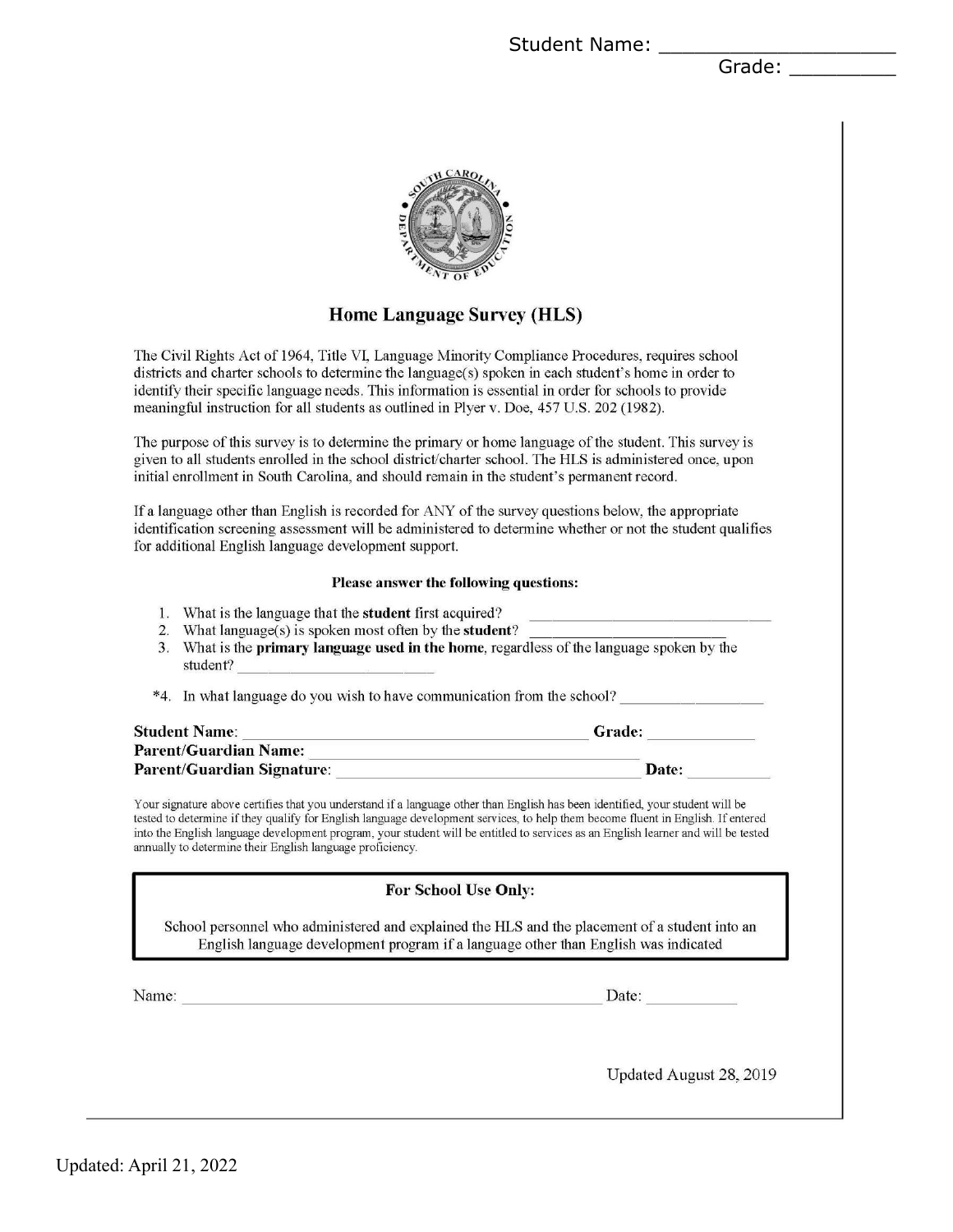Student Name: ____________________
Grade: _________

# Home Language Survey (HLS)

The Civil Rights Act of 1964, Title VI, Language Minority Compliance Procedures, requires school districts and charter schools to determine the language(s) spoken in each student's home in order to identify their specific language needs. This information is essential in order for schools to provide meaningful instruction for all students as outlined in Plyer v. Doe, 457 U.S. 202 (1982).

The purpose of this survey is to determine the primary or home language of the student. This survey is given to all students enrolled in the school district/charter school. The HLS is administered once, upon initial enrollment in South Carolina, and should remain in the student's permanent record.

If a language other than English is recorded for ANY of the survey questions below, the appropriate identification screening assessment will be administered to determine whether or not the student qualifies for additional English language development support.

**Please answer the following questions:**

1. What is the language that the **student** first acquired? ______________________________
2. What language(s) is spoken most often by the **student**? ________________________
3. What is the **primary language used in the home**, regardless of the language spoken by the student? ______________________

*4. In what language do you wish to have communication from the school? _________________

**Student Name**: ________________________________________ **Grade:** ____________
**Parent/Guardian Name:** ________________________________________
**Parent/Guardian Signature**: ____________________________________ **Date:** __________

Your signature above certifies that you understand if a language other than English has been identified, your student will be tested to determine if they qualify for English language development services, to help them become fluent in English. If entered into the English language development program, your student will be entitled to services as an English learner and will be tested annually to determine their English language proficiency.

**For School Use Only:**

School personnel who administered and explained the HLS and the placement of a student into an English language development program if a language other than English was indicated

Name: ________________________________________________ Date: ___________

Updated August 28, 2019

Updated: April 21, 2022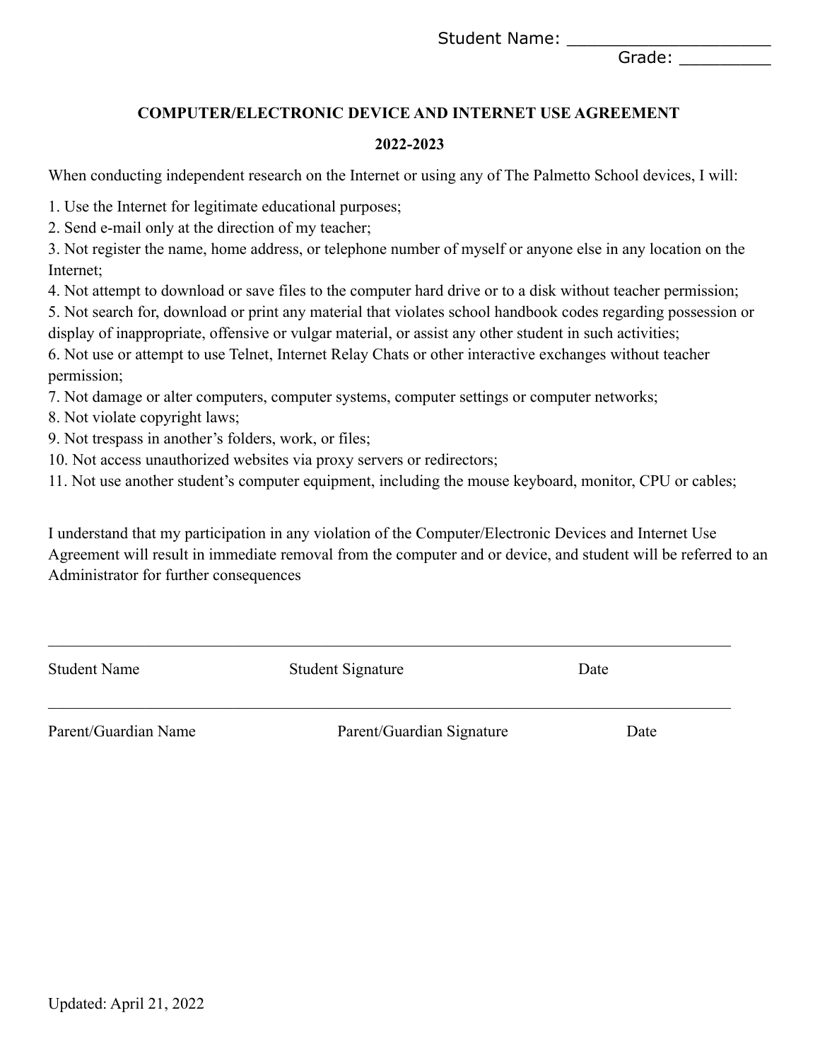Student Name: ____________________

Grade: _________

## COMPUTER/ELECTRONIC DEVICE AND INTERNET USE AGREEMENT

## 2022-2023

When conducting independent research on the Internet or using any of The Palmetto School devices, I will:

1. Use the Internet for legitimate educational purposes;
2. Send e-mail only at the direction of my teacher;
3. Not register the name, home address, or telephone number of myself or anyone else in any location on the Internet;
4. Not attempt to download or save files to the computer hard drive or to a disk without teacher permission;
5. Not search for, download or print any material that violates school handbook codes regarding possession or display of inappropriate, offensive or vulgar material, or assist any other student in such activities;
6. Not use or attempt to use Telnet, Internet Relay Chats or other interactive exchanges without teacher permission;
7. Not damage or alter computers, computer systems, computer settings or computer networks;
8. Not violate copyright laws;
9. Not trespass in another's folders, work, or files;
10. Not access unauthorized websites via proxy servers or redirectors;
11. Not use another student's computer equipment, including the mouse keyboard, monitor, CPU or cables;

I understand that my participation in any violation of the Computer/Electronic Devices and Internet Use Agreement will result in immediate removal from the computer and or device, and student will be referred to an Administrator for further consequences

_______________________________________________________________

Student Name                    Student Signature                    Date

_______________________________________________________________

Parent/Guardian Name                    Parent/Guardian Signature                    Date

Updated: April 21, 2022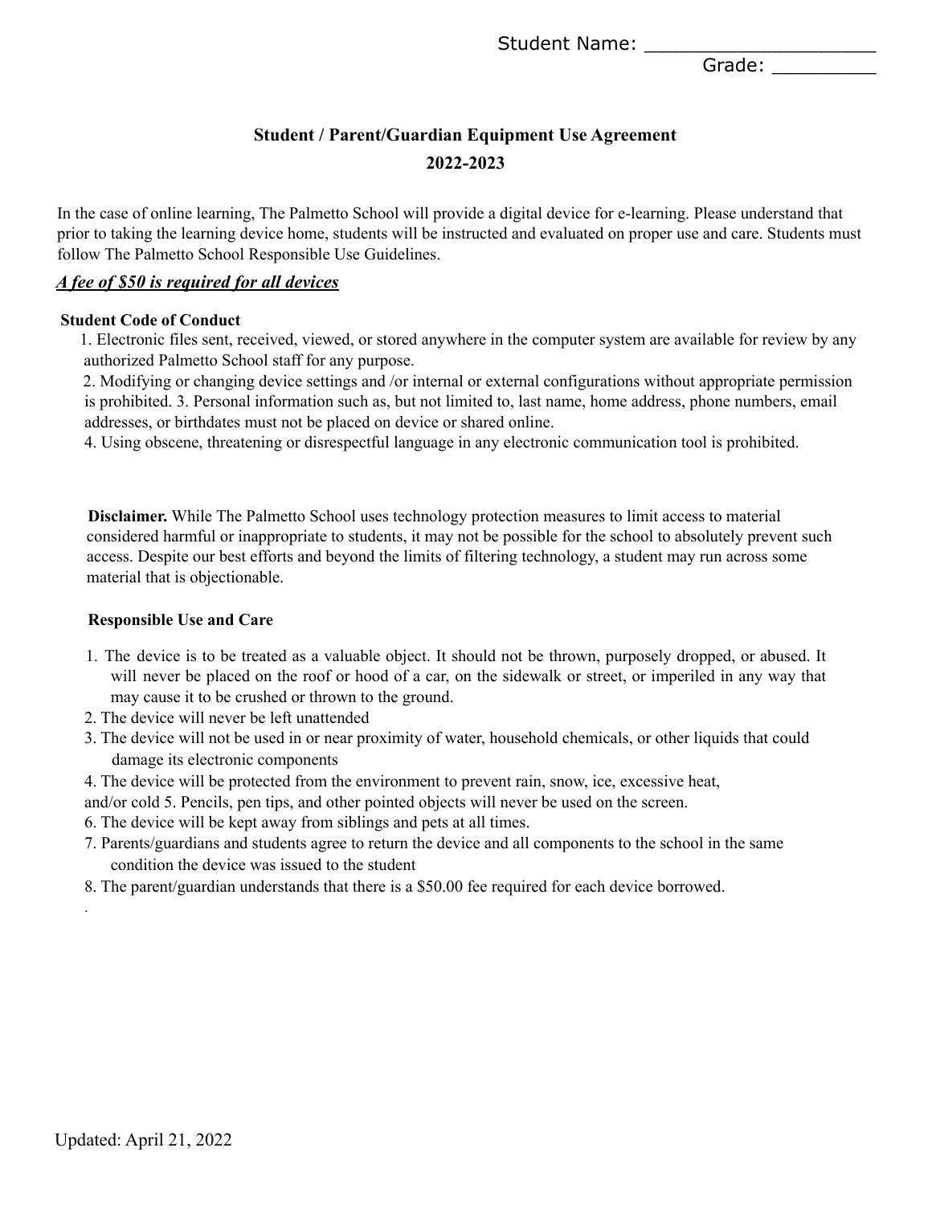Student Name: ____________________

Grade: _________

# Student / Parent/Guardian Equipment Use Agreement

## 2022-2023

In the case of online learning, The Palmetto School will provide a digital device for e-learning. Please understand that prior to taking the learning device home, students will be instructed and evaluated on proper use and care. Students must follow The Palmetto School Responsible Use Guidelines.

***<u>A fee of $50 is required for all devices</u>***

**Student Code of Conduct**

1. Electronic files sent, received, viewed, or stored anywhere in the computer system are available for review by any authorized Palmetto School staff for any purpose.
2. Modifying or changing device settings and /or internal or external configurations without appropriate permission is prohibited.
3. Personal information such as, but not limited to, last name, home address, phone numbers, email addresses, or birthdates must not be placed on device or shared online.
4. Using obscene, threatening or disrespectful language in any electronic communication tool is prohibited.

**Disclaimer.** While The Palmetto School uses technology protection measures to limit access to material considered harmful or inappropriate to students, it may not be possible for the school to absolutely prevent such access. Despite our best efforts and beyond the limits of filtering technology, a student may run across some material that is objectionable.

**Responsible Use and Care**

1. The device is to be treated as a valuable object. It should not be thrown, purposely dropped, or abused. It will never be placed on the roof or hood of a car, on the sidewalk or street, or imperiled in any way that may cause it to be crushed or thrown to the ground.
2. The device will never be left unattended
3. The device will not be used in or near proximity of water, household chemicals, or other liquids that could damage its electronic components
4. The device will be protected from the environment to prevent rain, snow, ice, excessive heat, and/or cold
5. Pencils, pen tips, and other pointed objects will never be used on the screen.
6. The device will be kept away from siblings and pets at all times.
7. Parents/guardians and students agree to return the device and all components to the school in the same condition the device was issued to the student
8. The parent/guardian understands that there is a $50.00 fee required for each device borrowed.

.

Updated: April 21, 2022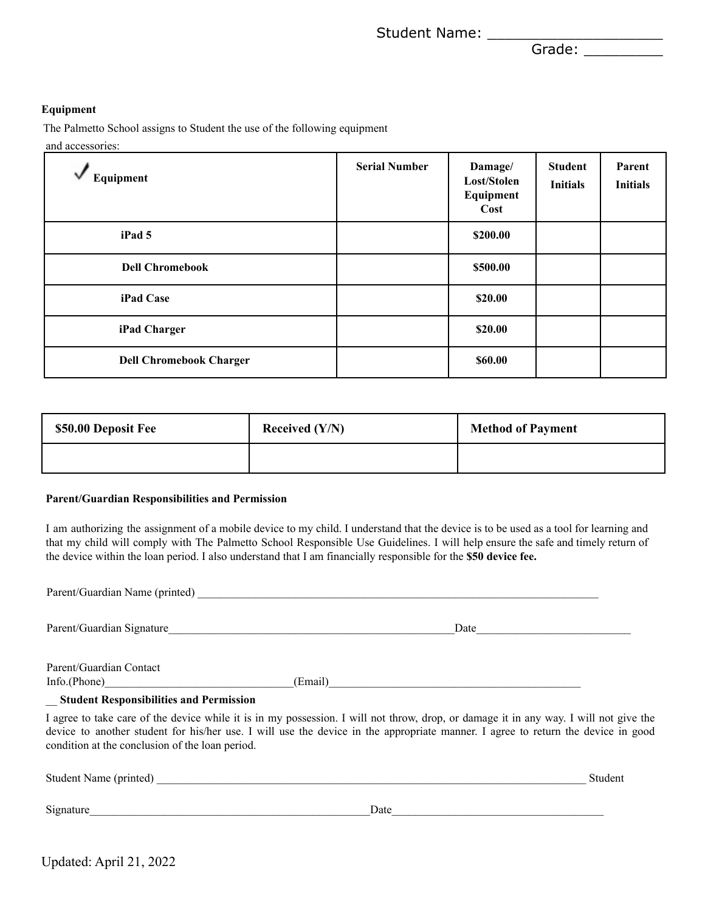Student Name: ____________________

Grade: _________

**Equipment**

The Palmetto School assigns to Student the use of the following equipment and accessories:

| ✓ Equipment | Serial Number | Damage/ Lost/Stolen Equipment Cost | Student Initials | Parent Initials |
|---|---|---|---|---|
| **iPad 5** | | **$200.00** | | |
| **Dell Chromebook** | | **$500.00** | | |
| **iPad Case** | | **$20.00** | | |
| **iPad Charger** | | **$20.00** | | |
| **Dell Chromebook Charger** | | **$60.00** | | |

| $50.00 Deposit Fee | Received (Y/N) | Method of Payment |
|---|---|---|
| | | |

**Parent/Guardian Responsibilities and Permission**

I am authorizing the assignment of a mobile device to my child. I understand that the device is to be used as a tool for learning and that my child will comply with The Palmetto School Responsible Use Guidelines. I will help ensure the safe and timely return of the device within the loan period. I also understand that I am financially responsible for the **$50 device fee.**

Parent/Guardian Name (printed) ___________________________________________________________________________

Parent/Guardian Signature_____________________________________________________Date___________________________

Parent/Guardian Contact Info.(Phone)_________________________________(Email)____________________________________________

__ **Student Responsibilities and Permission**

I agree to take care of the device while it is in my possession. I will not throw, drop, or damage it in any way. I will not give the device to another student for his/her use. I will use the device in the appropriate manner. I agree to return the device in good condition at the conclusion of the loan period.

Student Name (printed) ________________________________________________________________________________ Student Signature___________________________________________________Date______________________________________

Updated: April 21, 2022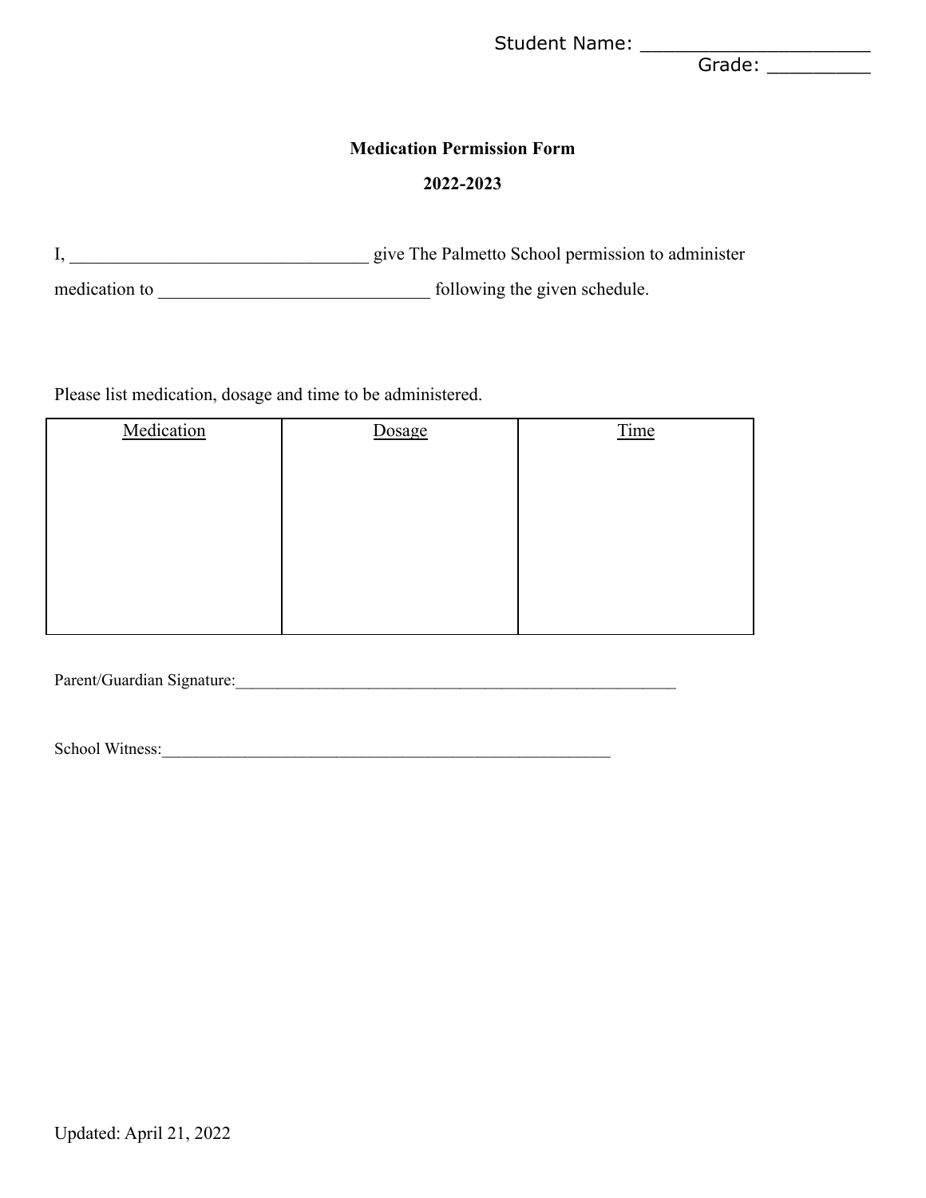Student Name: ____________________

Grade: _________

**Medication Permission Form**

**2022-2023**

I, ________________________________ give The Palmetto School permission to administer medication to ____________________________ following the given schedule.

Please list medication, dosage and time to be administered.

| Medication | Dosage | Time |
| --- | --- | --- |
| | | |

Parent/Guardian Signature:_______________________________________________________

School Witness:_______________________________________________________

Updated: April 21, 2022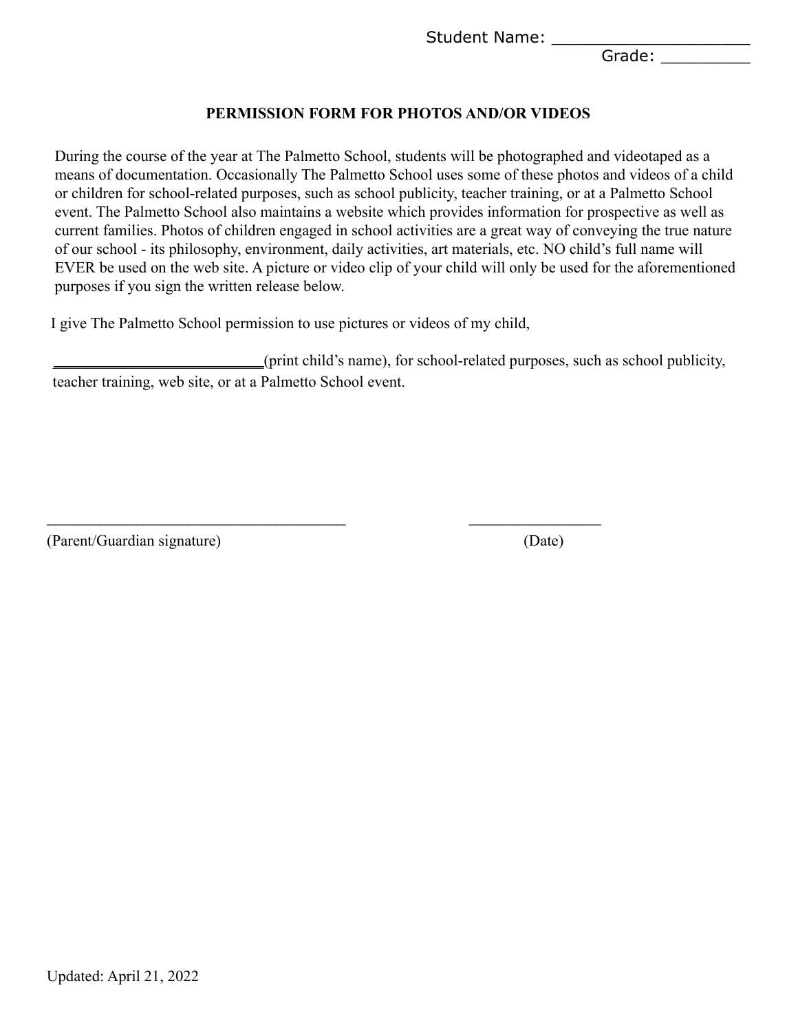Student Name: ____________________

Grade: _________

**PERMISSION FORM FOR PHOTOS AND/OR VIDEOS**

During the course of the year at The Palmetto School, students will be photographed and videotaped as a means of documentation. Occasionally The Palmetto School uses some of these photos and videos of a child or children for school-related purposes, such as school publicity, teacher training, or at a Palmetto School event. The Palmetto School also maintains a website which provides information for prospective as well as current families. Photos of children engaged in school activities are a great way of conveying the true nature of our school - its philosophy, environment, daily activities, art materials, etc. NO child's full name will EVER be used on the web site. A picture or video clip of your child will only be used for the aforementioned purposes if you sign the written release below.

I give The Palmetto School permission to use pictures or videos of my child,

__________________________(print child's name), for school-related purposes, such as school publicity, teacher training, web site, or at a Palmetto School event.

______________________________________ _________________

(Parent/Guardian signature) (Date)

Updated: April 21, 2022